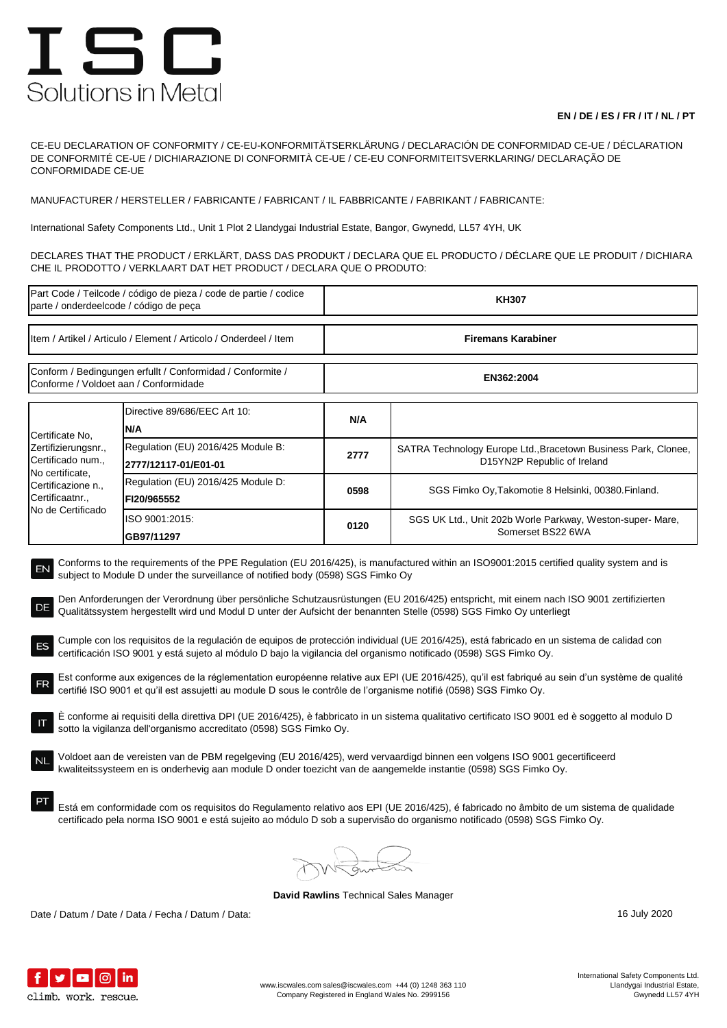# ISC
Solutions in Metal

**EN / DE / ES / FR / IT / NL / PT**

CE-EU DECLARATION OF CONFORMITY / CE-EU-KONFORMITÄTSERKLÄRUNG / DECLARACIÓN DE CONFORMIDAD CE-UE / DÉCLARATION DE CONFORMITÉ CE-UE / DICHIARAZIONE DI CONFORMITÀ CE-UE / CE-EU CONFORMITEITSVERKLARING/ DECLARAÇÃO DE CONFORMIDADE CE-UE

MANUFACTURER / HERSTELLER / FABRICANTE / FABRICANT / IL FABBRICANTE / FABRIKANT / FABRICANTE:

International Safety Components Ltd., Unit 1 Plot 2 Llandygai Industrial Estate, Bangor, Gwynedd, LL57 4YH, UK

DECLARES THAT THE PRODUCT / ERKLÄRT, DASS DAS PRODUKT / DECLARA QUE EL PRODUCTO / DÉCLARE QUE LE PRODUIT / DICHIARA CHE IL PRODOTTO / VERKLAART DAT HET PRODUCT / DECLARA QUE O PRODUTO:

| Part Code / Teilcode / código de pieza / code de partie / codice parte / onderdeelcode / código de peça | **KH307** |
|---|---|
| Item / Artikel / Articulo / Element / Articolo / Onderdeel / Item | **Firemans Karabiner** |
| Conform / Bedingungen erfullt / Conformidad / Conformite / Conforme / Voldoet aan / Conformidade | **EN362:2004** |

| Certificate No, Zertifizierungsnr., Certificado num., No certificate, Certificazione n., Certificaatnr., No de Certificado | Certificate | Notified body no. | Notified body |
|---|---|---|---|
| | Directive 89/686/EEC Art 10: **N/A** | **N/A** | |
| | Regulation (EU) 2016/425 Module B: **2777/12117-01/E01-01** | **2777** | SATRA Technology Europe Ltd.,Bracetown Business Park, Clonee, D15YN2P Republic of Ireland |
| | Regulation (EU) 2016/425 Module D: **FI20/965552** | **0598** | SGS Fimko Oy,Takomotie 8 Helsinki, 00380.Finland. |
| | ISO 9001:2015: **GB97/11297** | **0120** | SGS UK Ltd., Unit 202b Worle Parkway, Weston-super- Mare, Somerset BS22 6WA |

EN Conforms to the requirements of the PPE Regulation (EU 2016/425), is manufactured within an ISO9001:2015 certified quality system and is subject to Module D under the surveillance of notified body (0598) SGS Fimko Oy

DE Den Anforderungen der Verordnung über persönliche Schutzausrüstungen (EU 2016/425) entspricht, mit einem nach ISO 9001 zertifizierten Qualitätssystem hergestellt wird und Modul D unter der Aufsicht der benannten Stelle (0598) SGS Fimko Oy unterliegt

ES Cumple con los requisitos de la regulación de equipos de protección individual (UE 2016/425), está fabricado en un sistema de calidad con certificación ISO 9001 y está sujeto al módulo D bajo la vigilancia del organismo notificado (0598) SGS Fimko Oy.

FR Est conforme aux exigences de la réglementation européenne relative aux EPI (UE 2016/425), qu'il est fabriqué au sein d'un système de qualité certifié ISO 9001 et qu'il est assujetti au module D sous le contrôle de l'organisme notifié (0598) SGS Fimko Oy.

IT È conforme ai requisiti della direttiva DPI (UE 2016/425), è fabbricato in un sistema qualitativo certificato ISO 9001 ed è soggetto al modulo D sotto la vigilanza dell'organismo accreditato (0598) SGS Fimko Oy.

NL Voldoet aan de vereisten van de PBM regelgeving (EU 2016/425), werd vervaardigd binnen een volgens ISO 9001 gecertificeerd kwaliteitssysteem en is onderhevig aan module D onder toezicht van de aangemelde instantie (0598) SGS Fimko Oy.

PT Está em conformidade com os requisitos do Regulamento relativo aos EPI (UE 2016/425), é fabricado no âmbito de um sistema de qualidade certificado pela norma ISO 9001 e está sujeito ao módulo D sob a supervisão do organismo notificado (0598) SGS Fimko Oy.

**David Rawlins** Technical Sales Manager

Date / Datum / Date / Data / Fecha / Datum / Data: 16 July 2020

climb. work. rescue.

www.iscwales.com sales@iscwales.com +44 (0) 1248 363 110
Company Registered in England Wales No. 2999156

International Safety Components Ltd.
Llandygai Industrial Estate,
Gwynedd LL57 4YH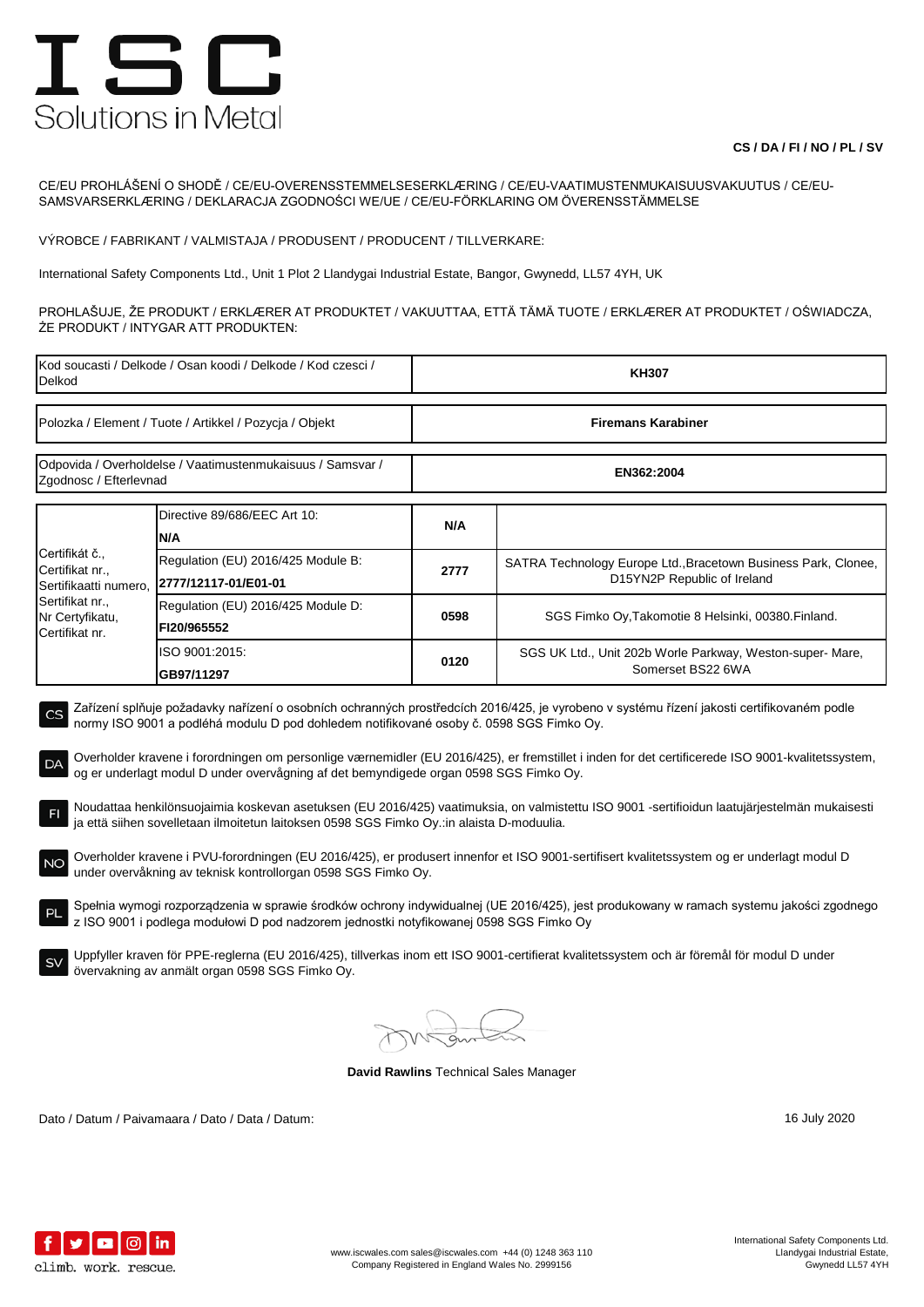# ISC
Solutions in Metal

**CS / DA / FI / NO / PL / SV**

CE/EU PROHLÁŠENÍ O SHODĚ / CE/EU-OVERENSSTEMMELSESERKLÆRING / CE/EU-VAATIMUSTENMUKAISUUSVAKUUTUS / CE/EU-SAMSVARSERKLÆRING / DEKLARACJA ZGODNOŚCI WE/UE / CE/EU-FÖRKLARING OM ÖVERENSSTÄMMELSE

VÝROBCE / FABRIKANT / VALMISTAJA / PRODUSENT / PRODUCENT / TILLVERKARE:

International Safety Components Ltd., Unit 1 Plot 2 Llandygai Industrial Estate, Bangor, Gwynedd, LL57 4YH, UK

PROHLAŠUJE, ŽE PRODUKT / ERKLÆRER AT PRODUKTET / VAKUUTTAA, ETTÄ TÄMÄ TUOTE / ERKLÆRER AT PRODUKTET / OŚWIADCZA, ŻE PRODUKT / INTYGAR ATT PRODUKTEN:

| | |
|---|---|
| Kod soucasti / Delkode / Osan koodi / Delkode / Kod czesci / Delkod | **KH307** |
| Polozka / Element / Tuote / Artikkel / Pozycja / Objekt | **Firemans Karabiner** |
| Odpovida / Overholdelse / Vaatimustenmukaisuus / Samsvar / Zgodnosc / Efterlevnad | **EN362:2004** |

| | | | |
|---|---|---|---|
| Certifikát č., Certifikat nr., Sertifikaatti numero, Sertifikat nr., Nr Certyfikatu, Certifikat nr. | Directive 89/686/EEC Art 10: **N/A** | **N/A** | |
| | Regulation (EU) 2016/425 Module B: **2777/12117-01/E01-01** | **2777** | SATRA Technology Europe Ltd.,Bracetown Business Park, Clonee, D15YN2P Republic of Ireland |
| | Regulation (EU) 2016/425 Module D: **FI20/965552** | **0598** | SGS Fimko Oy,Takomotie 8 Helsinki, 00380.Finland. |
| | ISO 9001:2015: **GB97/11297** | **0120** | SGS UK Ltd., Unit 202b Worle Parkway, Weston-super- Mare, Somerset BS22 6WA |

**CS** Zařízení splňuje požadavky nařízení o osobních ochranných prostředcích 2016/425, je vyrobeno v systému řízení jakosti certifikovaném podle normy ISO 9001 a podléhá modulu D pod dohledem notifikované osoby č. 0598 SGS Fimko Oy.

**DA** Overholder kravene i forordningen om personlige værnemidler (EU 2016/425), er fremstillet i inden for det certificerede ISO 9001-kvalitetssystem, og er underlagt modul D under overvågning af det bemyndigede organ 0598 SGS Fimko Oy.

**FI** Noudattaa henkilönsuojaimia koskevan asetuksen (EU 2016/425) vaatimuksia, on valmistettu ISO 9001 -sertifioidun laatujärjestelmän mukaisesti ja että siihen sovelletaan ilmoitetun laitoksen 0598 SGS Fimko Oy.:in alaista D-moduulia.

**NO** Overholder kravene i PVU-forordningen (EU 2016/425), er produsert innenfor et ISO 9001-sertifisert kvalitetssystem og er underlagt modul D under overvåkning av teknisk kontrollorgan 0598 SGS Fimko Oy.

**PL** Spełnia wymogi rozporządzenia w sprawie środków ochrony indywidualnej (UE 2016/425), jest produkowany w ramach systemu jakości zgodnego z ISO 9001 i podlega modułowi D pod nadzorem jednostki notyfikowanej 0598 SGS Fimko Oy

**SV** Uppfyller kraven för PPE-reglerna (EU 2016/425), tillverkas inom ett ISO 9001-certifierat kvalitetssystem och är föremål för modul D under övervakning av anmält organ 0598 SGS Fimko Oy.

**David Rawlins** Technical Sales Manager

Dato / Datum / Paivamaara / Dato / Data / Datum: 16 July 2020

climb. work. rescue.

www.iscwales.com sales@iscwales.com +44 (0) 1248 363 110
Company Registered in England Wales No. 2999156

International Safety Components Ltd.
Llandygai Industrial Estate,
Gwynedd LL57 4YH